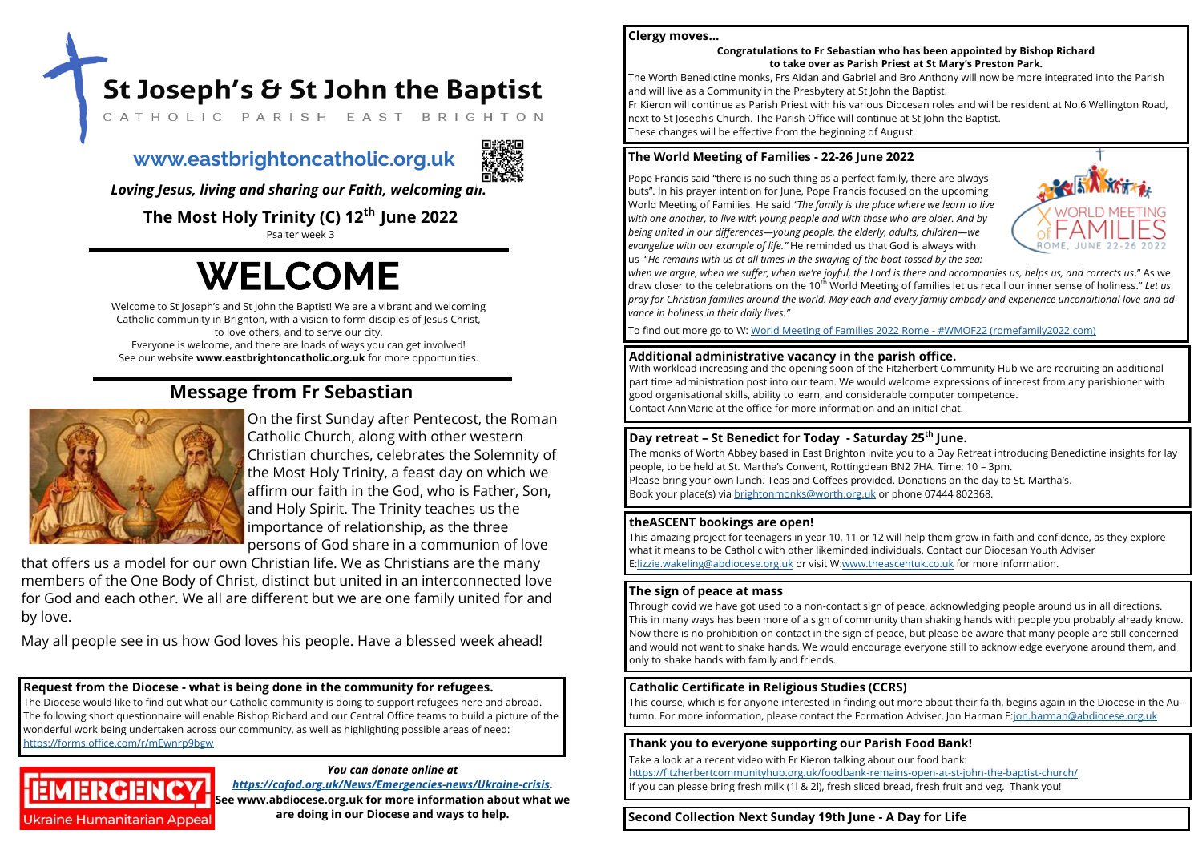# St Joseph's & St John the Baptist

CATHOLIC PARISH EAST BRIGHTON

## www.eastbrightoncatholic.org.uk

*Loving Jesus, living and sharing our Faith, welcoming all.*

**The Most Holy Trinity (C) 12th June 2022**

Psalter week 3

# WELCOME

Welcome to St Joseph's and St John the Baptist! We are a vibrant and welcoming Catholic community in Brighton, with a vision to form disciples of Jesus Christ, to love others, and to serve our city.
Everyone is welcome, and there are loads of ways you can get involved!
See our website **www.eastbrightoncatholic.org.uk** for more opportunities.

## Message from Fr Sebastian

On the first Sunday after Pentecost, the Roman Catholic Church, along with other western Christian churches, celebrates the Solemnity of the Most Holy Trinity, a feast day on which we affirm our faith in the God, who is Father, Son, and Holy Spirit. The Trinity teaches us the importance of relationship, as the three persons of God share in a communion of love that offers us a model for our own Christian life. We as Christians are the many members of the One Body of Christ, distinct but united in an interconnected love for God and each other. We all are different but we are one family united for and by love.

May all people see in us how God loves his people. Have a blessed week ahead!

**Request from the Diocese - what is being done in the community for refugees.**

The Diocese would like to find out what our Catholic community is doing to support refugees here and abroad. The following short questionnaire will enable Bishop Richard and our Central Office teams to build a picture of the wonderful work being undertaken across our community, as well as highlighting possible areas of need: https://forms.office.com/r/mEwnrp9bgw

EMERGENCY Ukraine Humanitarian Appeal

***You can donate online at https://cafod.org.uk/News/Emergencies-news/Ukraine-crisis.***
**See www.abdiocese.org.uk for more information about what we are doing in our Diocese and ways to help.**

**Clergy moves...**

**Congratulations to Fr Sebastian who has been appointed by Bishop Richard to take over as Parish Priest at St Mary's Preston Park.**

The Worth Benedictine monks, Frs Aidan and Gabriel and Bro Anthony will now be more integrated into the Parish and will live as a Community in the Presbytery at St John the Baptist.
Fr Kieron will continue as Parish Priest with his various Diocesan roles and will be resident at No.6 Wellington Road, next to St Joseph's Church. The Parish Office will continue at St John the Baptist.
These changes will be effective from the beginning of August.

**The World Meeting of Families - 22-26 June 2022**

Pope Francis said "there is no such thing as a perfect family, there are always buts". In his prayer intention for June, Pope Francis focused on the upcoming World Meeting of Families. He said *"The family is the place where we learn to live with one another, to live with young people and with those who are older. And by being united in our differences—young people, the elderly, adults, children—we evangelize with our example of life."* He reminded us that God is always with us *"He remains with us at all times in the swaying of the boat tossed by the sea: when we argue, when we suffer, when we're joyful, the Lord is there and accompanies us, helps us, and corrects us*." As we draw closer to the celebrations on the 10th World Meeting of families let us recall our inner sense of holiness." *Let us pray for Christian families around the world. May each and every family embody and experience unconditional love and advance in holiness in their daily lives."*

To find out more go to W: World Meeting of Families 2022 Rome - #WMOF22 (romefamily2022.com)

**Additional administrative vacancy in the parish office.**

With workload increasing and the opening soon of the Fitzherbert Community Hub we are recruiting an additional part time administration post into our team. We would welcome expressions of interest from any parishioner with good organisational skills, ability to learn, and considerable computer competence.
Contact AnnMarie at the office for more information and an initial chat.

**Day retreat – St Benedict for Today - Saturday 25th June.**

The monks of Worth Abbey based in East Brighton invite you to a Day Retreat introducing Benedictine insights for lay people, to be held at St. Martha's Convent, Rottingdean BN2 7HA. Time: 10 – 3pm.
Please bring your own lunch. Teas and Coffees provided. Donations on the day to St. Martha's.
Book your place(s) via brightonmonks@worth.org.uk or phone 07444 802368.

**theASCENT bookings are open!**

This amazing project for teenagers in year 10, 11 or 12 will help them grow in faith and confidence, as they explore what it means to be Catholic with other likeminded individuals. Contact our Diocesan Youth Adviser E:lizzie.wakeling@abdiocese.org.uk or visit W:www.theascentuk.co.uk for more information.

**The sign of peace at mass**

Through covid we have got used to a non-contact sign of peace, acknowledging people around us in all directions. This in many ways has been more of a sign of community than shaking hands with people you probably already know. Now there is no prohibition on contact in the sign of peace, but please be aware that many people are still concerned and would not want to shake hands. We would encourage everyone still to acknowledge everyone around them, and only to shake hands with family and friends.

**Catholic Certificate in Religious Studies (CCRS)**

This course, which is for anyone interested in finding out more about their faith, begins again in the Diocese in the Autumn. For more information, please contact the Formation Adviser, Jon Harman E:jon.harman@abdiocese.org.uk

**Thank you to everyone supporting our Parish Food Bank!**

Take a look at a recent video with Fr Kieron talking about our food bank: https://fitzherbertcommunityhub.org.uk/foodbank-remains-open-at-st-john-the-baptist-church/
If you can please bring fresh milk (1l & 2l), fresh sliced bread, fresh fruit and veg. Thank you!

**Second Collection Next Sunday 19th June - A Day for Life**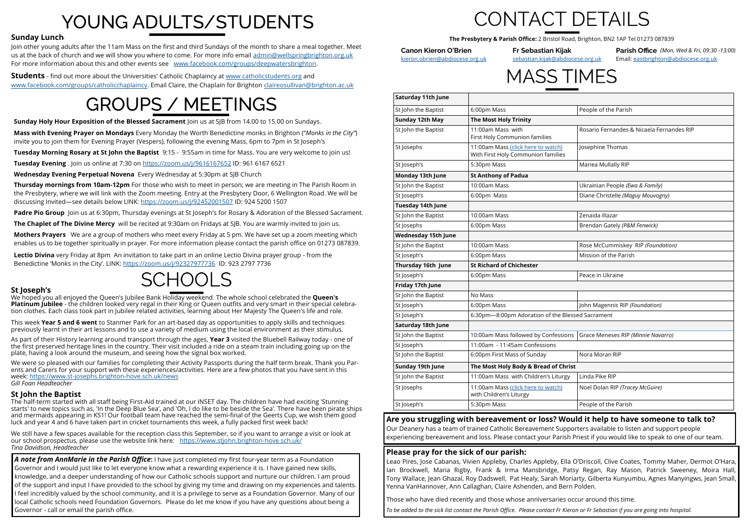# YOUNG ADULTS/STUDENTS

**Sunday Lunch**

Join other young adults after the 11am Mass on the first and third Sundays of the month to share a meal together. Meet us at the back of church and we will show you where to come. For more info email admin@wellspringbrighton.org.uk For more information about this and other events see www.facebook.com/groups/deepwatersbrighton.

**Students** - find out more about the Universities' Catholic Chaplaincy at www.catholicstudents.org and www.facebook.com/groups/catholicchaplaincy. Email Claire, the Chaplain for Brighton claireosullivan@brighton.ac.uk

# GROUPS / MEETINGS

**Sunday Holy Hour Exposition of the Blessed Sacrament** Join us at SJB from 14.00 to 15.00 on Sundays.

**Mass with Evening Prayer on Mondays** Every Monday the Worth Benedictine monks in Brighton ("*Monks in the City*") invite you to join them for Evening Prayer (Vespers), following the evening Mass, 6pm to 7pm in St Joseph's

**Tuesday Morning Rosary at St John the Baptist** 9:15 - 9:55am in time for Mass. You are very welcome to join us!

**Tuesday Evening** . Join us online at 7:30 on https://zoom.us/j/9616167652 ID: 961 6167 6521

**Wednesday Evening Perpetual Novena** Every Wednesday at 5:30pm at SJB Church

**Thursday mornings from 10am-12pm** For those who wish to meet in person; we are meeting in The Parish Room in the Presbytery, where we will link with the Zoom meeting. Entry at the Presbytery Door, 6 Wellington Road. We will be discussing Invited—see details below LINK: https://zoom.us/j/92452001507 ID: 924 5200 1507

**Padre Pio Group** Join us at 6:30pm, Thursday evenings at St Joseph's for Rosary & Adoration of the Blessed Sacrament.

**The Chaplet of The Divine Mercy** will be recited at 9:30am on Fridays at SJB. You are warmly invited to join us.

**Mothers Prayers** We are a group of mothers who meet every Friday at 5 pm. We have set up a zoom meeting which enables us to be together spiritually in prayer. For more information please contact the parish office on 01273 087839.

**Lectio Divina** very Friday at 8pm An invitation to take part in an online Lectio Divina prayer group - from the Benedictine 'Monks in the City'. LINK: https://zoom.us/j/92327977736 ID: 923 2797 7736

# SCHOOLS

### St Joseph's

We hoped you all enjoyed the Queen's Jubilee Bank Holiday weekend. The whole school celebrated the **Queen's Platinum Jubilee** - the children looked very regal in their King or Queen outfits and very smart in their special celebration clothes. Each class took part in Jubilee related activities, learning about Her Majesty The Queen's life and role.

This week **Year 5 and 6 went** to Stanmer Park for an art-based day as opportunities to apply skills and techniques previously learnt in their art lessons and to use a variety of medium using the local environment as their stimulus.

As part of their History learning around transport through the ages, **Year 3** visited the Bluebell Railway today - one of the first preserved heritage lines in the country. Their visit included a ride on a steam train including going up on the plate, having a look around the museum, and seeing how the signal box worked.

We were so pleased with our families for completing their Activity Passports during the half term break. Thank you Parents and Carers for your support with these experiences/activities. Here are a few photos that you have sent in this week: https://www.st-josephs.brighton-hove.sch.uk/news
*Gill Foan Headteacher*

### St John the Baptist

The half-term started with all staff being First-Aid trained at our INSET day. The children have had exciting 'Stunning starts' to new topics such as, 'In the Deep Blue Sea', and 'Oh, I do like to be beside the Sea'. There have been pirate ships and mermaids appearing in KS1! Our football team have reached the semi-final of the Geerts Cup, we wish them good luck and year 4 and 6 have taken part in cricket tournaments this week, a fully packed first week back!

We still have a few spaces available for the reception class this September, so if you want to arrange a visit or look at our school prospectus, please use the website link here: https://www.stjohn.brighton-hove.sch.uk/
*Tina Davidson, Headteacher*

***A note from AnnMarie in the Parish Office*:** I have just completed my first four-year term as a Foundation Governor and I would just like to let everyone know what a rewarding experience it is. I have gained new skills, knowledge, and a deeper understanding of how our Catholic schools support and nurture our children. I am proud of the support and input I have provided to the school by giving my time and drawing on my experiences and talents. I feel incredibly valued by the school community, and it is a privilege to serve as a Foundation Governor. Many of our local Catholic schools need Foundation Governors. Please do let me know if you have any questions about being a Governor - call or email the parish office.

# CONTACT DETAILS

**The Presbytery & Parish Office:** 2 Bristol Road, Brighton, BN2 1AP Tel 01273 087839

**Canon Kieron O'Brien**
kieron.obrien@abdiocese.org.uk

**Fr Sebastian Kijak**
sebastian.kijak@abdiocese.org.uk

**Parish Office** *(Mon, Wed & Fri, 09:30 -13:00)*
Email: eastbrighton@abdiocese.org.uk

# MASS TIMES

| | | |
|---|---|---|
| **Saturday 11th June** | | |
| St John the Baptist | 6:00pm Mass | People of the Parish |
| **Sunday 12th May** | **The Most Holy Trinity** | |
| St John the Baptist | 11:00am Mass with First Holy Communion families | Rosario Fernandes & Nicaela Fernandes RIP |
| St Josephs | 11:00am Mass (click here to watch) With First Holy Communion families | Josephine Thomas |
| St Joseph's | 5:30pm Mass | Mariea Mullally RIP |
| **Monday 13th June** | **St Anthony of Padua** | |
| St John the Baptist | 10:00am Mass | Ukrainian People *(Ewa & Family)* |
| St Joseph's | 6:00pm Mass | Diane Christelle *(Maguy Mouvogny)* |
| **Tuesday 14th June** | | |
| St John the Baptist | 10:00am Mass | Zenaida Illazar |
| St Josephs | 6:00pm Mass | Brendan Gately *(P&M Fenwick)* |
| **Wednesday 15th June** | | |
| St John the Baptist | 10:00am Mass | Rose McCummiskey RIP *(Foundation)* |
| St Joseph's | 6:00pm Mass | Mission of the Parish |
| **Thursday 16th June** | **St Richard of Chichester** | |
| St Joseph's | 6:00pm Mass | Peace in Ukraine |
| **Friday 17th June** | | |
| St John the Baptist | No Mass | |
| St Joseph's | 6:00pm Mass | John Magennis RIP *(Foundation)* |
| St Joseph's | 6:30pm—8:00pm Adoration of the Blessed Sacrament | |
| **Saturday 18th June** | | |
| St John the Baptist | 10:00am Mass followed by Confessions | Grace Meneses RIP *(Minnie Navarro)* |
| St Joseph's | 11:00am - 11:45am Confessions | |
| St John the Baptist | 6:00pm First Mass of Sunday | Nora Moran RIP |
| **Sunday 19th June** | **The Most Holy Body & Bread of Christ** | |
| St John the Baptist | 11:00am Mass with Children's Liturgy | Linda Pike RIP |
| St Josephs | 11:00am Mass (click here to watch) with Children's Liturgy | Noel Dolan RIP *(Tracey McGuire)* |
| St Joseph's | 5:30pm Mass | People of the Parish |

**Are you struggling with bereavement or loss? Would it help to have someone to talk to?**

Our Deanery has a team of trained Catholic Bereavement Supporters available to listen and support people experiencing bereavement and loss. Please contact your Parish Priest if you would like to speak to one of our team.

**Please pray for the sick of our parish:**

Leao Pires, Jose Cabanas, Vivien Appleby, Charles Appleby, Ella O'Driscoll, Clive Coates, Tommy Maher, Dermot O'Hara, Ian Brockwell, Maria Rigby, Frank & Irma Mansbridge, Patsy Regan, Ray Mason, Patrick Sweeney, Moira Hall, Tony Wallace, Jean Ghazal, Roy Dadswell, Pat Healy, Sarah Moriarty, Gilberta Kunyumbu, Agnes Manyingws, Jean Small, Yenna VanHannover, Ann Callaghan, Claire Ashenden, and Bern Polden.

Those who have died recently and those whose anniversaries occur around this time.

*To be added to the sick list contact the Parish Office. Please contact Fr Kieron or Fr Sebastian if you are going into hospital.*